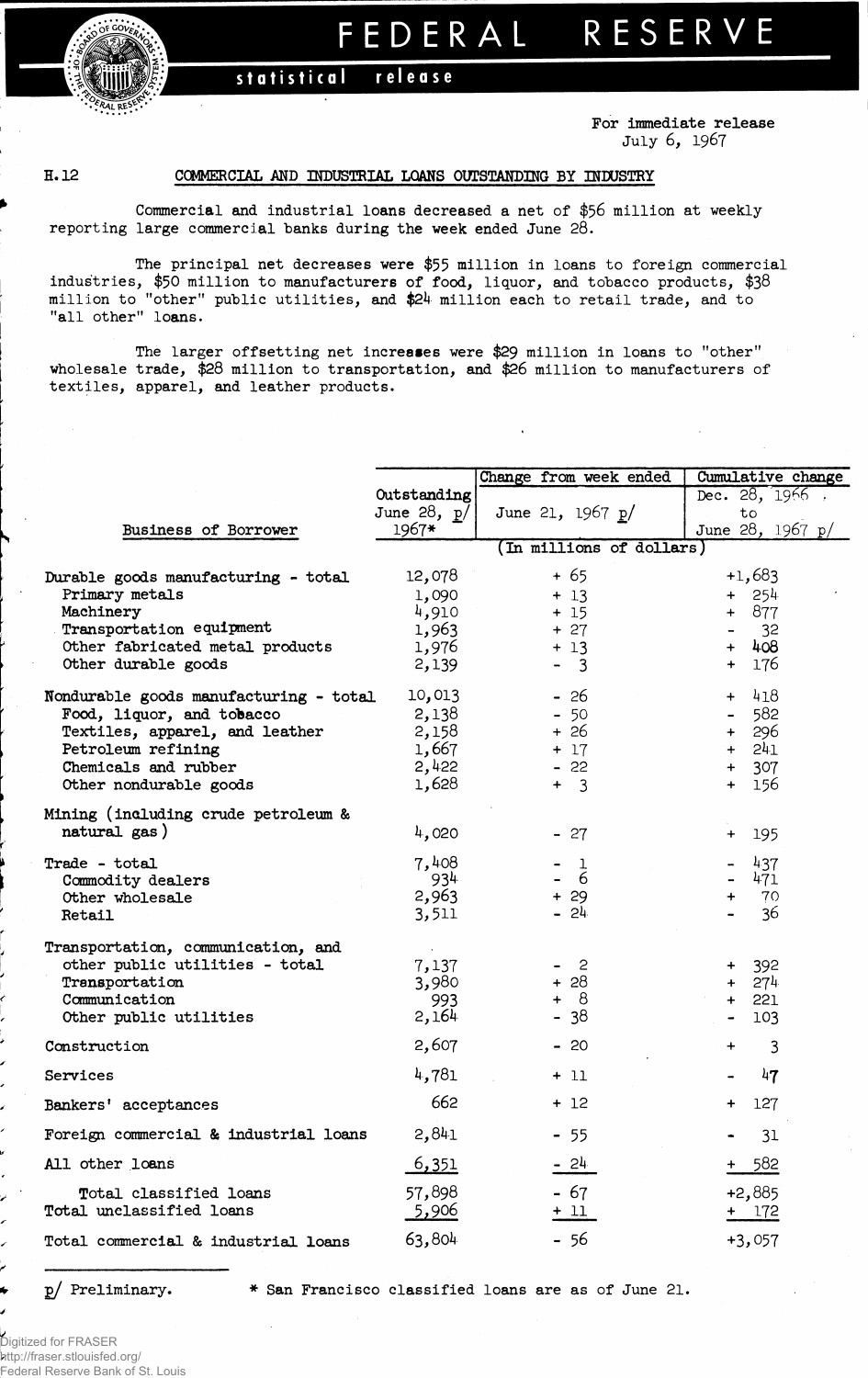# FEDERAL RESERVE

statistical release

For immediate release
July 6, 1967

H.12

## COMMERCIAL AND INDUSTRIAL LOANS OUTSTANDING BY INDUSTRY

Commercial and industrial loans decreased a net of $56 million at weekly reporting large commercial banks during the week ended June 28.

The principal net decreases were $55 million in loans to foreign commercial industries, $50 million to manufacturers of food, liquor, and tobacco products, $38 million to "other" public utilities, and $24 million each to retail trade, and to "all other" loans.

The larger offsetting net increases were $29 million in loans to "other" wholesale trade, $28 million to transportation, and $26 million to manufacturers of textiles, apparel, and leather products.

| Business of Borrower | Outstanding June 28, p/ 1967* | Change from week ended June 21, 1967 p/ | Cumulative change Dec. 28, 1966 to June 28, 1967 p/ |
|---|---|---|---|
| | (In millions of dollars) | | |
| Durable goods manufacturing - total | 12,078 | + 65 | +1,683 |
| Primary metals | 1,090 | + 13 | + 254 |
| Machinery | 4,910 | + 15 | + 877 |
| Transportation equipment | 1,963 | + 27 | - 32 |
| Other fabricated metal products | 1,976 | + 13 | + 408 |
| Other durable goods | 2,139 | - 3 | + 176 |
| Nondurable goods manufacturing - total | 10,013 | - 26 | + 418 |
| Food, liquor, and tobacco | 2,138 | - 50 | - 582 |
| Textiles, apparel, and leather | 2,158 | + 26 | + 296 |
| Petroleum refining | 1,667 | + 17 | + 241 |
| Chemicals and rubber | 2,422 | - 22 | + 307 |
| Other nondurable goods | 1,628 | + 3 | + 156 |
| Mining (including crude petroleum & natural gas) | 4,020 | - 27 | + 195 |
| Trade - total | 7,408 | - 1 | - 437 |
| Commodity dealers | 934 | - 6 | - 471 |
| Other wholesale | 2,963 | + 29 | + 70 |
| Retail | 3,511 | - 24 | - 36 |
| Transportation, communication, and other public utilities - total | 7,137 | - 2 | + 392 |
| Transportation | 3,980 | + 28 | + 274 |
| Communication | 993 | + 8 | + 221 |
| Other public utilities | 2,164 | - 38 | - 103 |
| Construction | 2,607 | - 20 | + 3 |
| Services | 4,781 | + 11 | - 47 |
| Bankers' acceptances | 662 | + 12 | + 127 |
| Foreign commercial & industrial loans | 2,841 | - 55 | - 31 |
| All other loans | 6,351 | - 24 | + 582 |
| Total classified loans | 57,898 | - 67 | +2,885 |
| Total unclassified loans | 5,906 | + 11 | + 172 |
| Total commercial & industrial loans | 63,804 | - 56 | +3,057 |

p/ Preliminary. * San Francisco classified loans are as of June 21.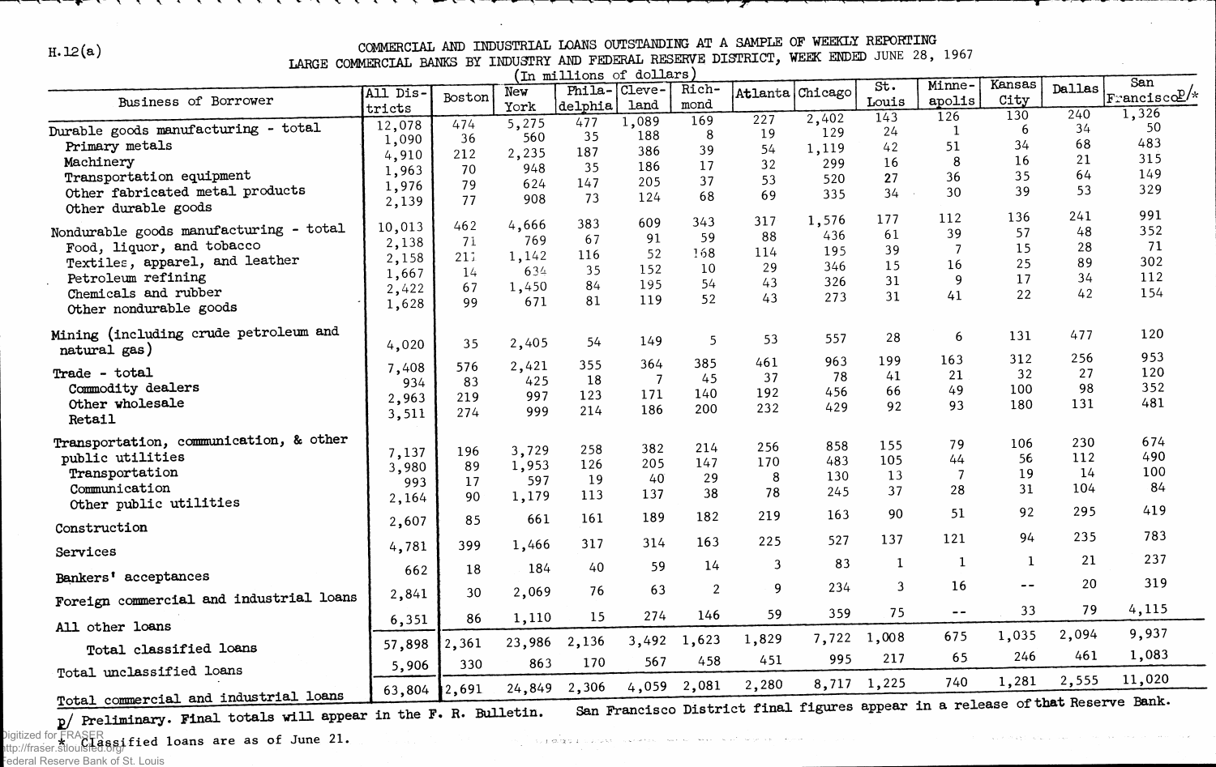H.12(a)

COMMERCIAL AND INDUSTRIAL LOANS OUTSTANDING AT A SAMPLE OF WEEKLY REPORTING LARGE COMMERCIAL BANKS BY INDUSTRY AND FEDERAL RESERVE DISTRICT, WEEK ENDED JUNE 28, 1967

(In millions of dollars)

| Business of Borrower | All Districts | Boston | New York | Philadelphia | Cleveland | Richmond | Atlanta | Chicago | St. Louis | Minneapolis | Kansas City | Dallas | San Francisco p/* |
|---|---|---|---|---|---|---|---|---|---|---|---|---|---|
| Durable goods manufacturing - total | 12,078 | 474 | 5,275 | 477 | 1,089 | 169 | 227 | 2,402 | 143 | 126 | 130 | 240 | 1,326 |
| Primary metals | 1,090 | 36 | 560 | 35 | 188 | 8 | 19 | 129 | 24 | 1 | 6 | 34 | 50 |
| Machinery | 4,910 | 212 | 2,235 | 187 | 386 | 39 | 54 | 1,119 | 42 | 51 | 34 | 68 | 483 |
| Transportation equipment | 1,963 | 70 | 948 | 35 | 186 | 17 | 32 | 299 | 16 | 8 | 16 | 21 | 315 |
| Other fabricated metal products | 1,976 | 79 | 624 | 147 | 205 | 37 | 53 | 520 | 27 | 36 | 35 | 64 | 149 |
| Other durable goods | 2,139 | 77 | 908 | 73 | 124 | 68 | 69 | 335 | 34 | 30 | 39 | 53 | 329 |
| Nondurable goods manufacturing - total | 10,013 | 462 | 4,666 | 383 | 609 | 343 | 317 | 1,576 | 177 | 112 | 136 | 241 | 991 |
| Food, liquor, and tobacco | 2,138 | 71 | 769 | 67 | 91 | 59 | 88 | 436 | 61 | 39 | 57 | 48 | 352 |
| Textiles, apparel, and leather | 2,158 | 211 | 1,142 | 116 | 52 | 168 | 114 | 195 | 39 | 7 | 15 | 28 | 71 |
| Petroleum refining | 1,667 | 14 | 634 | 35 | 152 | 10 | 29 | 346 | 15 | 16 | 25 | 89 | 302 |
| Chemicals and rubber | 2,422 | 67 | 1,450 | 84 | 195 | 54 | 43 | 326 | 31 | 9 | 17 | 34 | 112 |
| Other nondurable goods | 1,628 | 99 | 671 | 81 | 119 | 52 | 43 | 273 | 31 | 41 | 22 | 42 | 154 |
| Mining (including crude petroleum and natural gas) | 4,020 | 35 | 2,405 | 54 | 149 | 5 | 53 | 557 | 28 | 6 | 131 | 477 | 120 |
| Trade - total | 7,408 | 576 | 2,421 | 355 | 364 | 385 | 461 | 963 | 199 | 163 | 312 | 256 | 953 |
| Commodity dealers | 934 | 83 | 425 | 18 | 7 | 45 | 37 | 78 | 41 | 21 | 32 | 27 | 120 |
| Other wholesale | 2,963 | 219 | 997 | 123 | 171 | 140 | 192 | 456 | 66 | 49 | 100 | 98 | 352 |
| Retail | 3,511 | 274 | 999 | 214 | 186 | 200 | 232 | 429 | 92 | 93 | 180 | 131 | 481 |
| Transportation, communication, & other public utilities | 7,137 | 196 | 3,729 | 258 | 382 | 214 | 256 | 858 | 155 | 79 | 106 | 230 | 674 |
| Transportation | 3,980 | 89 | 1,953 | 126 | 205 | 147 | 170 | 483 | 105 | 44 | 56 | 112 | 490 |
| Communication | 993 | 17 | 597 | 19 | 40 | 29 | 8 | 130 | 13 | 7 | 19 | 14 | 100 |
| Other public utilities | 2,164 | 90 | 1,179 | 113 | 137 | 38 | 78 | 245 | 37 | 28 | 31 | 104 | 84 |
| Construction | 2,607 | 85 | 661 | 161 | 189 | 182 | 219 | 163 | 90 | 51 | 92 | 295 | 419 |
| Services | 4,781 | 399 | 1,466 | 317 | 314 | 163 | 225 | 527 | 137 | 121 | 94 | 235 | 783 |
| Bankers' acceptances | 662 | 18 | 184 | 40 | 59 | 14 | 3 | 83 | 1 | 1 | 1 | 21 | 237 |
| Foreign commercial and industrial loans | 2,841 | 30 | 2,069 | 76 | 63 | 2 | 9 | 234 | 3 | 16 | -- | 20 | 319 |
| All other loans | 6,351 | 86 | 1,110 | 15 | 274 | 146 | 59 | 359 | 75 | -- | 33 | 79 | 4,115 |
| Total classified loans | 57,898 | 2,361 | 23,986 | 2,136 | 3,492 | 1,623 | 1,829 | 7,722 | 1,008 | 675 | 1,035 | 2,094 | 9,937 |
| Total unclassified loans | 5,906 | 330 | 863 | 170 | 567 | 458 | 451 | 995 | 217 | 65 | 246 | 461 | 1,083 |
| Total commercial and industrial loans | 63,804 | 2,691 | 24,849 | 2,306 | 4,059 | 2,081 | 2,280 | 8,717 | 1,225 | 740 | 1,281 | 2,555 | 11,020 |

p/ Preliminary. Final totals will appear in the F. R. Bulletin. San Francisco District final figures appear in a release of that Reserve Bank.

* Classified loans are as of June 21.